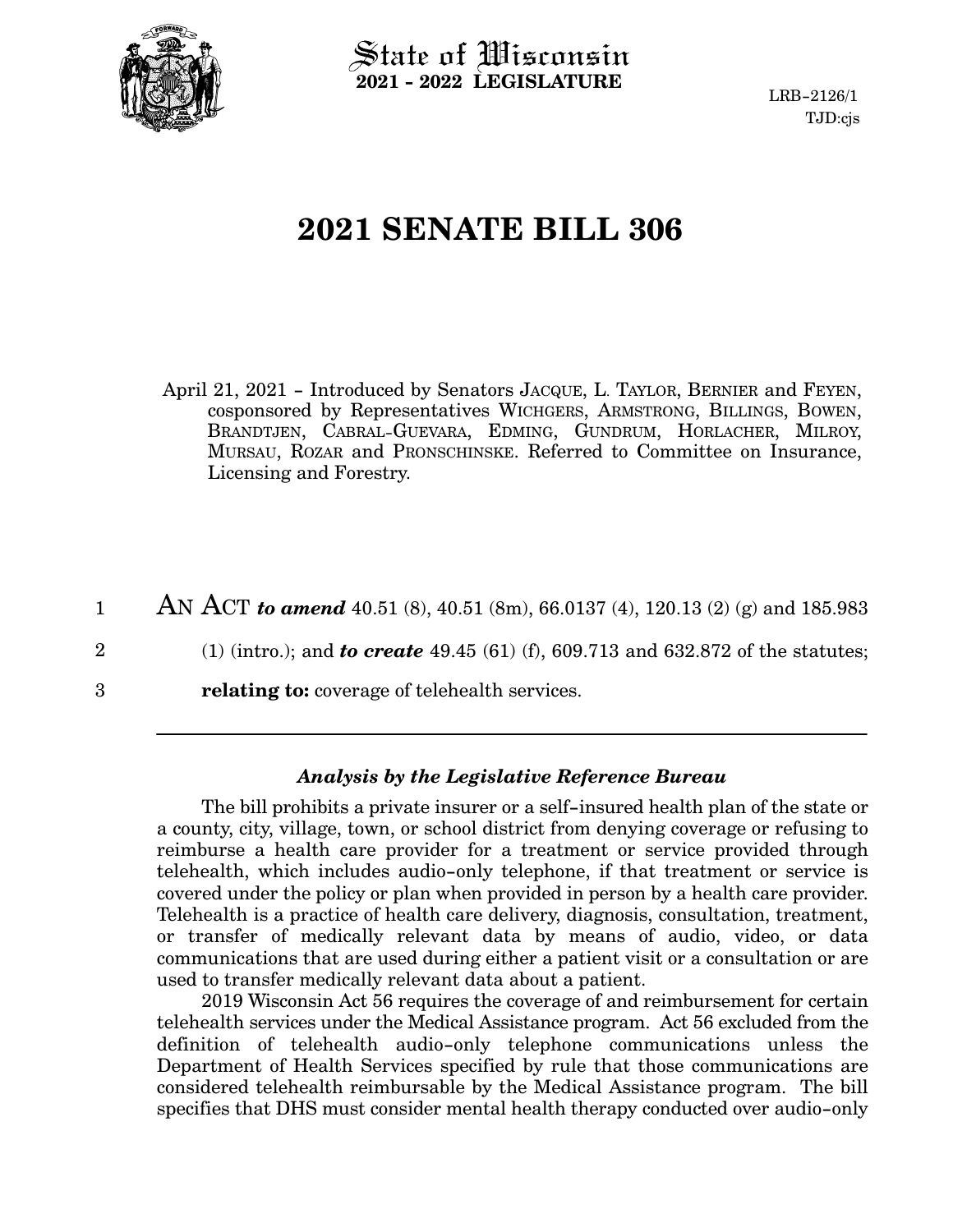State of Wisconsin
**2021 - 2022 LEGISLATURE**

LRB-2126/1
TJD:cjs

# 2021 SENATE BILL 306

April 21, 2021 – Introduced by Senators JACQUE, L. TAYLOR, BERNIER and FEYEN, cosponsored by Representatives WICHGERS, ARMSTRONG, BILLINGS, BOWEN, BRANDTJEN, CABRAL-GUEVARA, EDMING, GUNDRUM, HORLACHER, MILROY, MURSAU, ROZAR and PRONSCHINSKE. Referred to Committee on Insurance, Licensing and Forestry.

1 AN ACT ***to amend*** 40.51 (8), 40.51 (8m), 66.0137 (4), 120.13 (2) (g) and 185.983
2 (1) (intro.); and ***to create*** 49.45 (61) (f), 609.713 and 632.872 of the statutes;
3 **relating to:** coverage of telehealth services.

---

### *Analysis by the Legislative Reference Bureau*

The bill prohibits a private insurer or a self-insured health plan of the state or a county, city, village, town, or school district from denying coverage or refusing to reimburse a health care provider for a treatment or service provided through telehealth, which includes audio-only telephone, if that treatment or service is covered under the policy or plan when provided in person by a health care provider. Telehealth is a practice of health care delivery, diagnosis, consultation, treatment, or transfer of medically relevant data by means of audio, video, or data communications that are used during either a patient visit or a consultation or are used to transfer medically relevant data about a patient.

2019 Wisconsin Act 56 requires the coverage of and reimbursement for certain telehealth services under the Medical Assistance program. Act 56 excluded from the definition of telehealth audio-only telephone communications unless the Department of Health Services specified by rule that those communications are considered telehealth reimbursable by the Medical Assistance program. The bill specifies that DHS must consider mental health therapy conducted over audio-only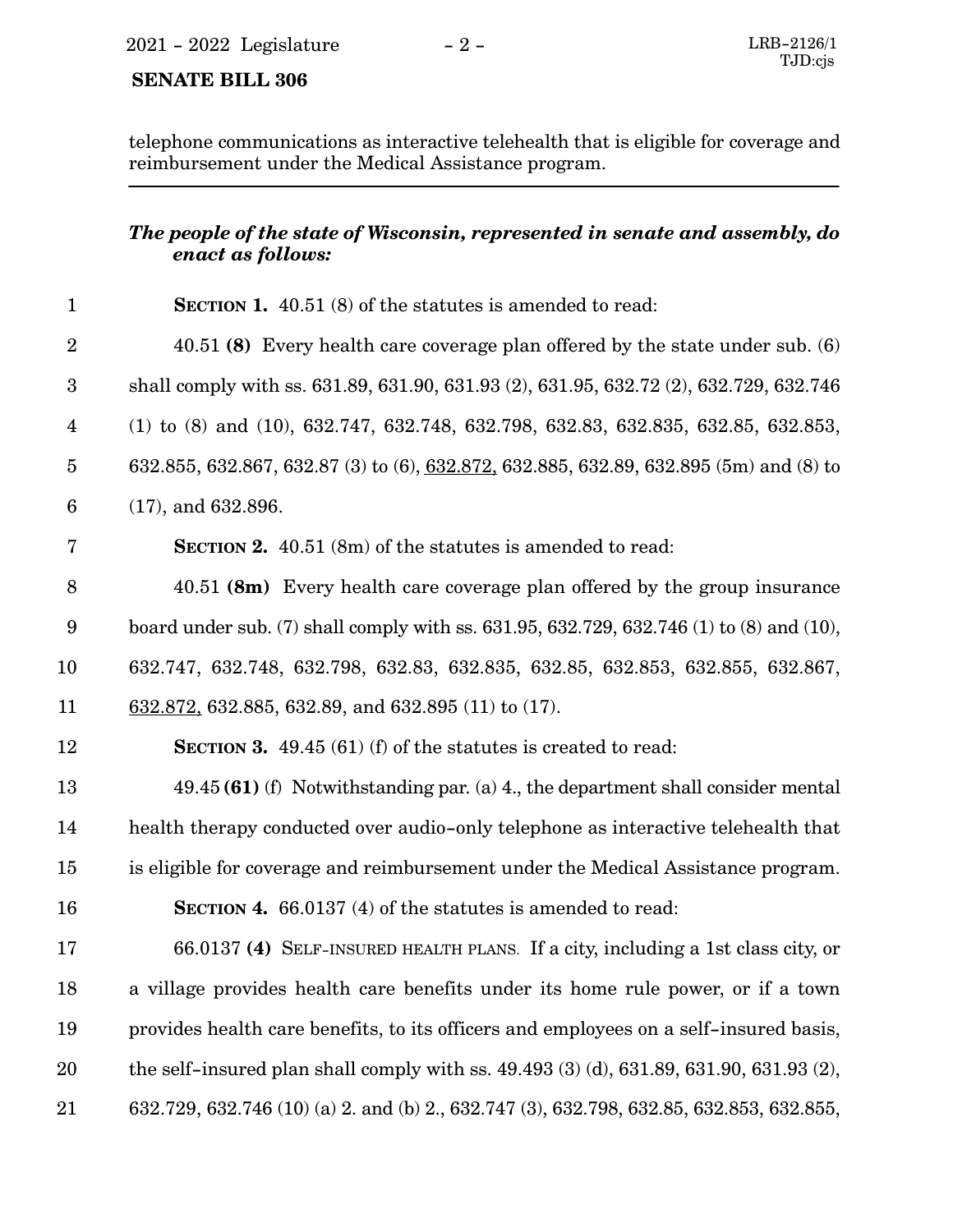telephone communications as interactive telehealth that is eligible for coverage and reimbursement under the Medical Assistance program.

---

***The people of the state of Wisconsin, represented in senate and assembly, do enact as follows:***

**SECTION 1.** 40.51 (8) of the statutes is amended to read:

40.51 **(8)** Every health care coverage plan offered by the state under sub. (6) shall comply with ss. 631.89, 631.90, 631.93 (2), 631.95, 632.72 (2), 632.729, 632.746 (1) to (8) and (10), 632.747, 632.748, 632.798, 632.83, 632.835, 632.85, 632.853, 632.855, 632.867, 632.87 (3) to (6), <u>632.872,</u> 632.885, 632.89, 632.895 (5m) and (8) to (17), and 632.896.

**SECTION 2.** 40.51 (8m) of the statutes is amended to read:

40.51 **(8m)** Every health care coverage plan offered by the group insurance board under sub. (7) shall comply with ss. 631.95, 632.729, 632.746 (1) to (8) and (10), 632.747, 632.748, 632.798, 632.83, 632.835, 632.85, 632.853, 632.855, 632.867, <u>632.872,</u> 632.885, 632.89, and 632.895 (11) to (17).

**SECTION 3.** 49.45 (61) (f) of the statutes is created to read:

49.45 **(61)** (f) Notwithstanding par. (a) 4., the department shall consider mental health therapy conducted over audio-only telephone as interactive telehealth that is eligible for coverage and reimbursement under the Medical Assistance program.

**SECTION 4.** 66.0137 (4) of the statutes is amended to read:

66.0137 **(4)** SELF-INSURED HEALTH PLANS. If a city, including a 1st class city, or a village provides health care benefits under its home rule power, or if a town provides health care benefits, to its officers and employees on a self-insured basis, the self-insured plan shall comply with ss. 49.493 (3) (d), 631.89, 631.90, 631.93 (2), 632.729, 632.746 (10) (a) 2. and (b) 2., 632.747 (3), 632.798, 632.85, 632.853, 632.855,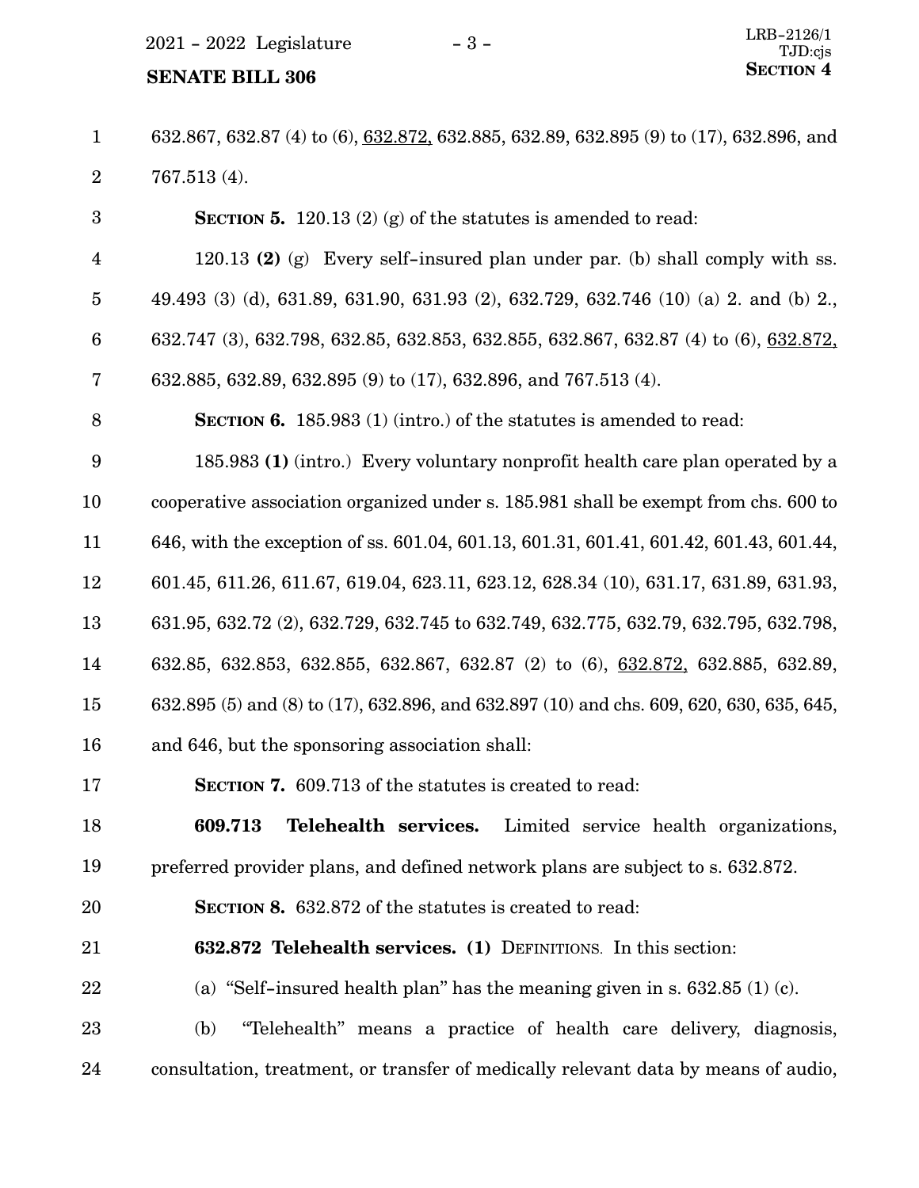632.867, 632.87 (4) to (6), 632.872, 632.885, 632.89, 632.895 (9) to (17), 632.896, and 767.513 (4).

**SECTION 5.** 120.13 (2) (g) of the statutes is amended to read:

120.13 **(2)** (g) Every self-insured plan under par. (b) shall comply with ss. 49.493 (3) (d), 631.89, 631.90, 631.93 (2), 632.729, 632.746 (10) (a) 2. and (b) 2., 632.747 (3), 632.798, 632.85, 632.853, 632.855, 632.867, 632.87 (4) to (6), 632.872, 632.885, 632.89, 632.895 (9) to (17), 632.896, and 767.513 (4).

**SECTION 6.** 185.983 (1) (intro.) of the statutes is amended to read:

185.983 **(1)** (intro.) Every voluntary nonprofit health care plan operated by a cooperative association organized under s. 185.981 shall be exempt from chs. 600 to 646, with the exception of ss. 601.04, 601.13, 601.31, 601.41, 601.42, 601.43, 601.44, 601.45, 611.26, 611.67, 619.04, 623.11, 623.12, 628.34 (10), 631.17, 631.89, 631.93, 631.95, 632.72 (2), 632.729, 632.745 to 632.749, 632.775, 632.79, 632.795, 632.798, 632.85, 632.853, 632.855, 632.867, 632.87 (2) to (6), 632.872, 632.885, 632.89, 632.895 (5) and (8) to (17), 632.896, and 632.897 (10) and chs. 609, 620, 630, 635, 645, and 646, but the sponsoring association shall:

**SECTION 7.** 609.713 of the statutes is created to read:

**609.713 Telehealth services.** Limited service health organizations, preferred provider plans, and defined network plans are subject to s. 632.872.

**SECTION 8.** 632.872 of the statutes is created to read:

**632.872 Telehealth services. (1)** DEFINITIONS. In this section:

(a) "Self-insured health plan" has the meaning given in s. 632.85 (1) (c).

(b) "Telehealth" means a practice of health care delivery, diagnosis, consultation, treatment, or transfer of medically relevant data by means of audio,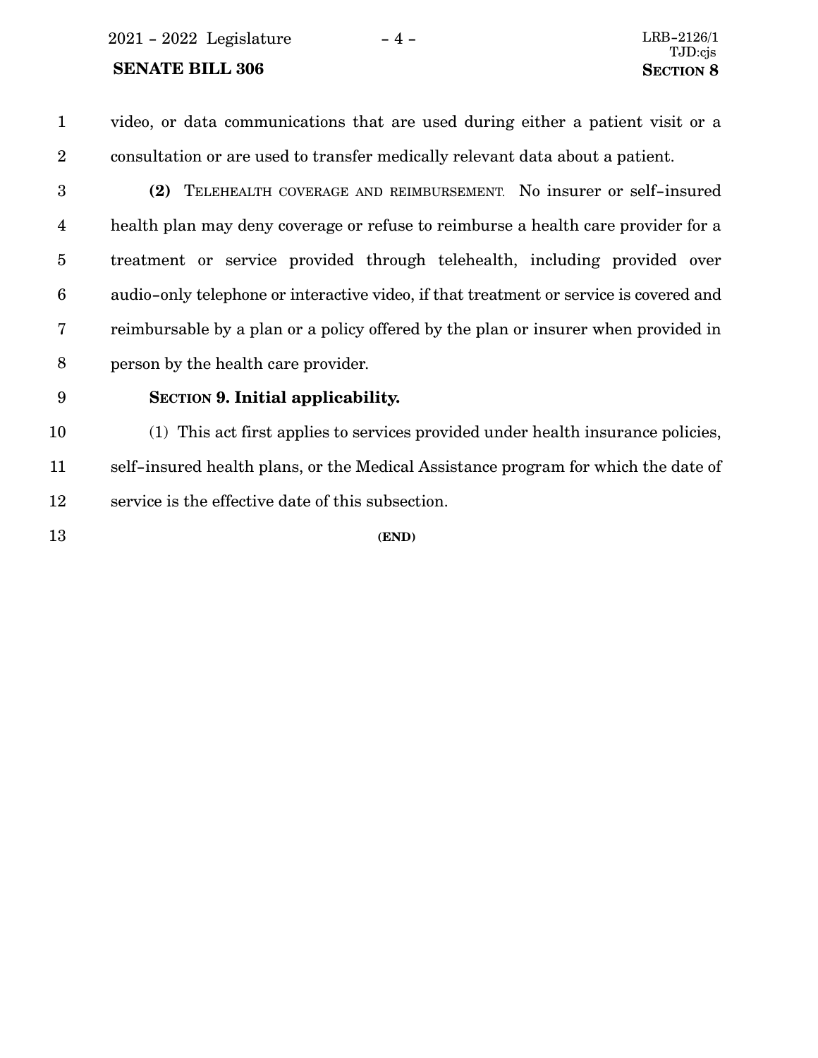video, or data communications that are used during either a patient visit or a consultation or are used to transfer medically relevant data about a patient.

**(2)** TELEHEALTH COVERAGE AND REIMBURSEMENT. No insurer or self-insured health plan may deny coverage or refuse to reimburse a health care provider for a treatment or service provided through telehealth, including provided over audio-only telephone or interactive video, if that treatment or service is covered and reimbursable by a plan or a policy offered by the plan or insurer when provided in person by the health care provider.

**SECTION 9. Initial applicability.**

(1) This act first applies to services provided under health insurance policies, self-insured health plans, or the Medical Assistance program for which the date of service is the effective date of this subsection.

**(END)**